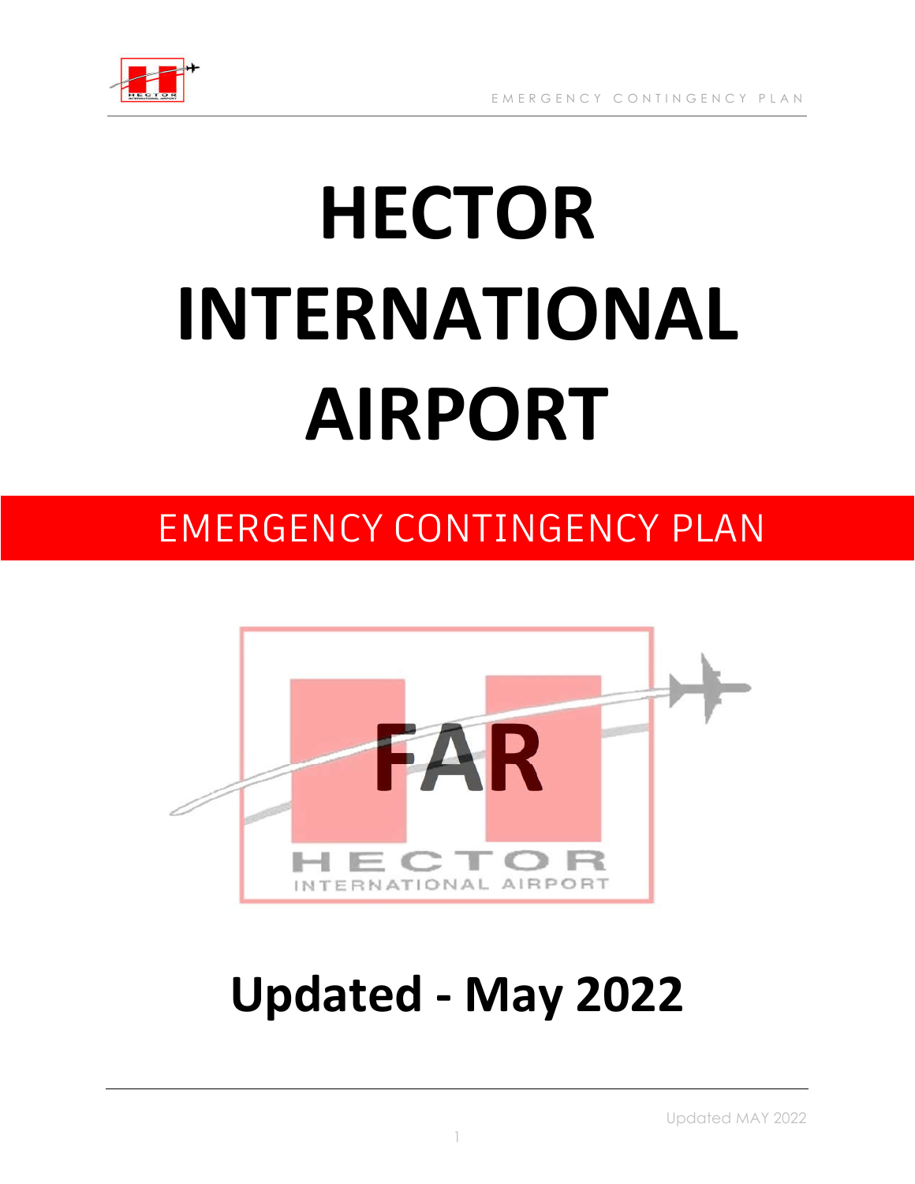# HECTOR INTERNATIONAL AIRPORT

## EMERGENCY CONTINGENCY PLAN

FAR

HECTOR
INTERNATIONAL AIRPORT

# Updated - May 2022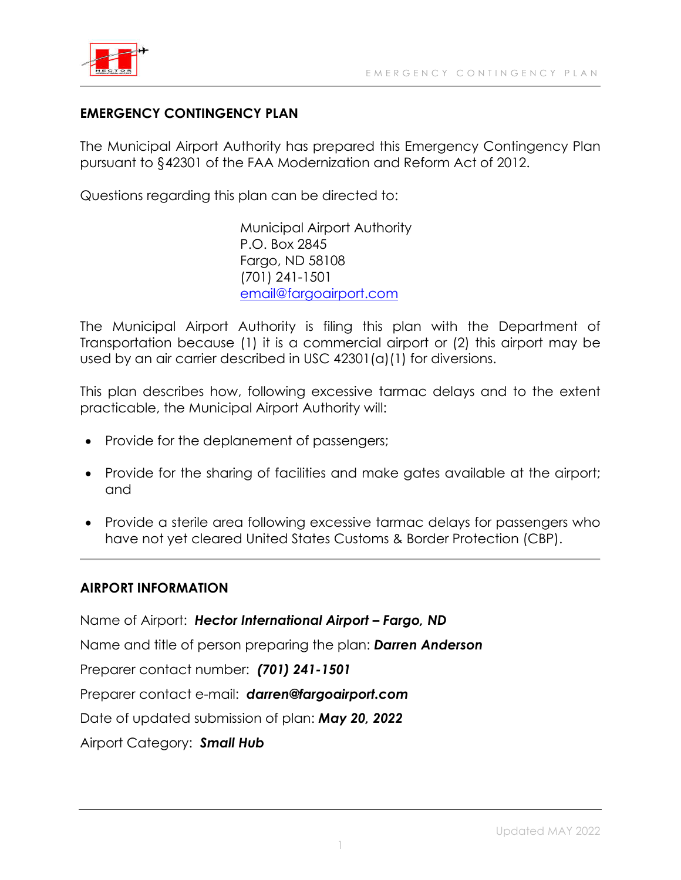## EMERGENCY CONTINGENCY PLAN

The Municipal Airport Authority has prepared this Emergency Contingency Plan pursuant to §42301 of the FAA Modernization and Reform Act of 2012.

Questions regarding this plan can be directed to:

Municipal Airport Authority
P.O. Box 2845
Fargo, ND 58108
(701) 241-1501
email@fargoairport.com

The Municipal Airport Authority is filing this plan with the Department of Transportation because (1) it is a commercial airport or (2) this airport may be used by an air carrier described in USC 42301(a)(1) for diversions.

This plan describes how, following excessive tarmac delays and to the extent practicable, the Municipal Airport Authority will:

- Provide for the deplanement of passengers;
- Provide for the sharing of facilities and make gates available at the airport; and
- Provide a sterile area following excessive tarmac delays for passengers who have not yet cleared United States Customs & Border Protection (CBP).

---

## AIRPORT INFORMATION

Name of Airport: ***Hector International Airport – Fargo, ND***

Name and title of person preparing the plan: ***Darren Anderson***

Preparer contact number: ***(701) 241-1501***

Preparer contact e-mail: ***darren@fargoairport.com***

Date of updated submission of plan: ***May 20, 2022***

Airport Category: ***Small Hub***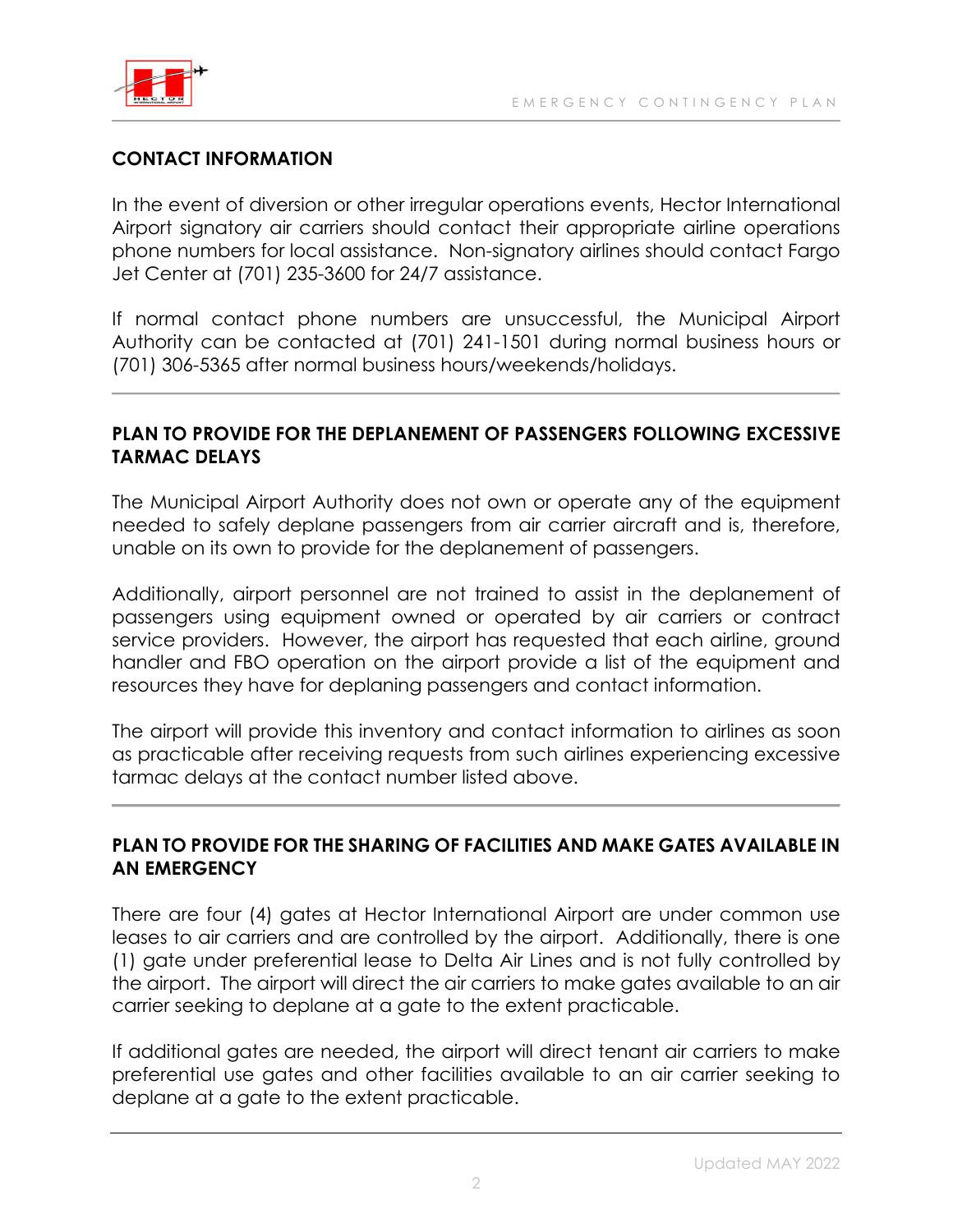## CONTACT INFORMATION

In the event of diversion or other irregular operations events, Hector International Airport signatory air carriers should contact their appropriate airline operations phone numbers for local assistance. Non-signatory airlines should contact Fargo Jet Center at (701) 235-3600 for 24/7 assistance.

If normal contact phone numbers are unsuccessful, the Municipal Airport Authority can be contacted at (701) 241-1501 during normal business hours or (701) 306-5365 after normal business hours/weekends/holidays.

---

## PLAN TO PROVIDE FOR THE DEPLANEMENT OF PASSENGERS FOLLOWING EXCESSIVE TARMAC DELAYS

The Municipal Airport Authority does not own or operate any of the equipment needed to safely deplane passengers from air carrier aircraft and is, therefore, unable on its own to provide for the deplanement of passengers.

Additionally, airport personnel are not trained to assist in the deplanement of passengers using equipment owned or operated by air carriers or contract service providers. However, the airport has requested that each airline, ground handler and FBO operation on the airport provide a list of the equipment and resources they have for deplaning passengers and contact information.

The airport will provide this inventory and contact information to airlines as soon as practicable after receiving requests from such airlines experiencing excessive tarmac delays at the contact number listed above.

---

## PLAN TO PROVIDE FOR THE SHARING OF FACILITIES AND MAKE GATES AVAILABLE IN AN EMERGENCY

There are four (4) gates at Hector International Airport are under common use leases to air carriers and are controlled by the airport. Additionally, there is one (1) gate under preferential lease to Delta Air Lines and is not fully controlled by the airport. The airport will direct the air carriers to make gates available to an air carrier seeking to deplane at a gate to the extent practicable.

If additional gates are needed, the airport will direct tenant air carriers to make preferential use gates and other facilities available to an air carrier seeking to deplane at a gate to the extent practicable.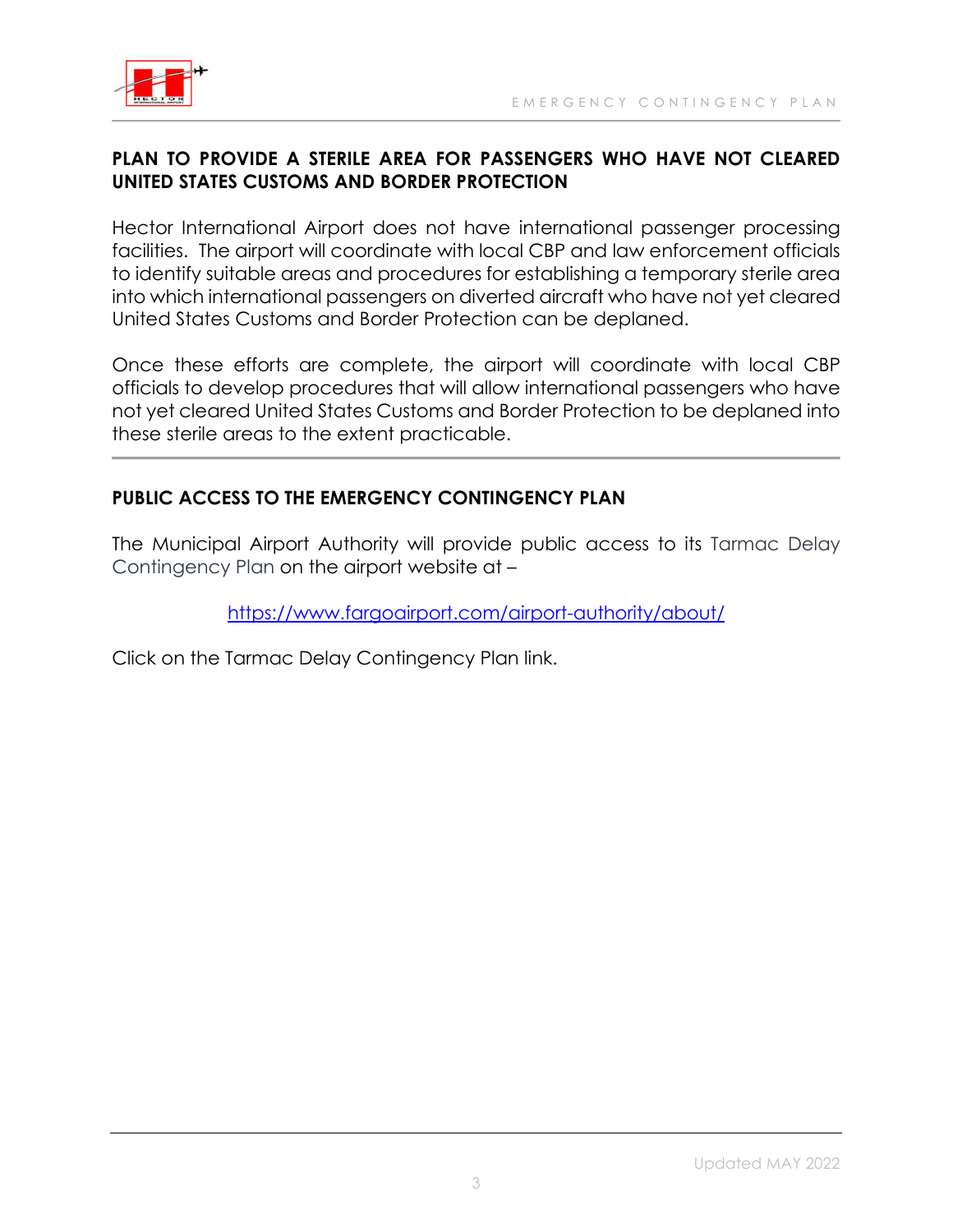## PLAN TO PROVIDE A STERILE AREA FOR PASSENGERS WHO HAVE NOT CLEARED UNITED STATES CUSTOMS AND BORDER PROTECTION

Hector International Airport does not have international passenger processing facilities. The airport will coordinate with local CBP and law enforcement officials to identify suitable areas and procedures for establishing a temporary sterile area into which international passengers on diverted aircraft who have not yet cleared United States Customs and Border Protection can be deplaned.

Once these efforts are complete, the airport will coordinate with local CBP officials to develop procedures that will allow international passengers who have not yet cleared United States Customs and Border Protection to be deplaned into these sterile areas to the extent practicable.

---

## PUBLIC ACCESS TO THE EMERGENCY CONTINGENCY PLAN

The Municipal Airport Authority will provide public access to its Tarmac Delay Contingency Plan on the airport website at –

https://www.fargoairport.com/airport-authority/about/

Click on the Tarmac Delay Contingency Plan link.

Updated MAY 2022